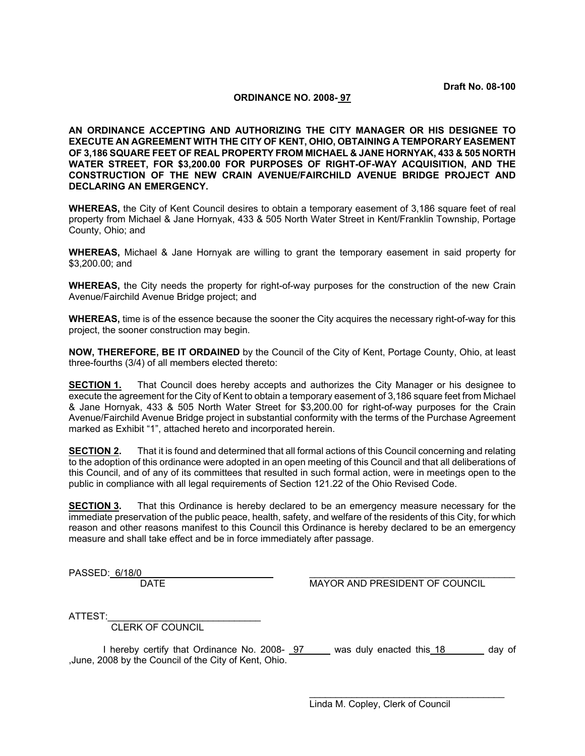**Draft No. 08-100**

**ORDINANCE NO. 2008- 97**

**AN ORDINANCE ACCEPTING AND AUTHORIZING THE CITY MANAGER OR HIS DESIGNEE TO EXECUTE AN AGREEMENT WITH THE CITY OF KENT, OHIO, OBTAINING A TEMPORARY EASEMENT OF 3,186 SQUARE FEET OF REAL PROPERTY FROM MICHAEL & JANE HORNYAK, 433 & 505 NORTH WATER STREET, FOR $3,200.00 FOR PURPOSES OF RIGHT-OF-WAY ACQUISITION, AND THE CONSTRUCTION OF THE NEW CRAIN AVENUE/FAIRCHILD AVENUE BRIDGE PROJECT AND DECLARING AN EMERGENCY.**

**WHEREAS,** the City of Kent Council desires to obtain a temporary easement of 3,186 square feet of real property from Michael & Jane Hornyak, 433 & 505 North Water Street in Kent/Franklin Township, Portage County, Ohio; and

**WHEREAS,** Michael & Jane Hornyak are willing to grant the temporary easement in said property for $3,200.00; and

**WHEREAS,** the City needs the property for right-of-way purposes for the construction of the new Crain Avenue/Fairchild Avenue Bridge project; and

**WHEREAS,** time is of the essence because the sooner the City acquires the necessary right-of-way for this project, the sooner construction may begin.

**NOW, THEREFORE, BE IT ORDAINED** by the Council of the City of Kent, Portage County, Ohio, at least three-fourths (3/4) of all members elected thereto:

**SECTION 1.** That Council does hereby accepts and authorizes the City Manager or his designee to execute the agreement for the City of Kent to obtain a temporary easement of 3,186 square feet from Michael & Jane Hornyak, 433 & 505 North Water Street for $3,200.00 for right-of-way purposes for the Crain Avenue/Fairchild Avenue Bridge project in substantial conformity with the terms of the Purchase Agreement marked as Exhibit "1", attached hereto and incorporated herein.

**SECTION 2.** That it is found and determined that all formal actions of this Council concerning and relating to the adoption of this ordinance were adopted in an open meeting of this Council and that all deliberations of this Council, and of any of its committees that resulted in such formal action, were in meetings open to the public in compliance with all legal requirements of Section 121.22 of the Ohio Revised Code.

**SECTION 3.** That this Ordinance is hereby declared to be an emergency measure necessary for the immediate preservation of the public peace, health, safety, and welfare of the residents of this City, for which reason and other reasons manifest to this Council this Ordinance is hereby declared to be an emergency measure and shall take effect and be in force immediately after passage.

PASSED: 6/18/0
DATE

MAYOR AND PRESIDENT OF COUNCIL

ATTEST:
CLERK OF COUNCIL

I hereby certify that Ordinance No. 2008- 97 was duly enacted this 18 day of ,June, 2008 by the Council of the City of Kent, Ohio.

Linda M. Copley, Clerk of Council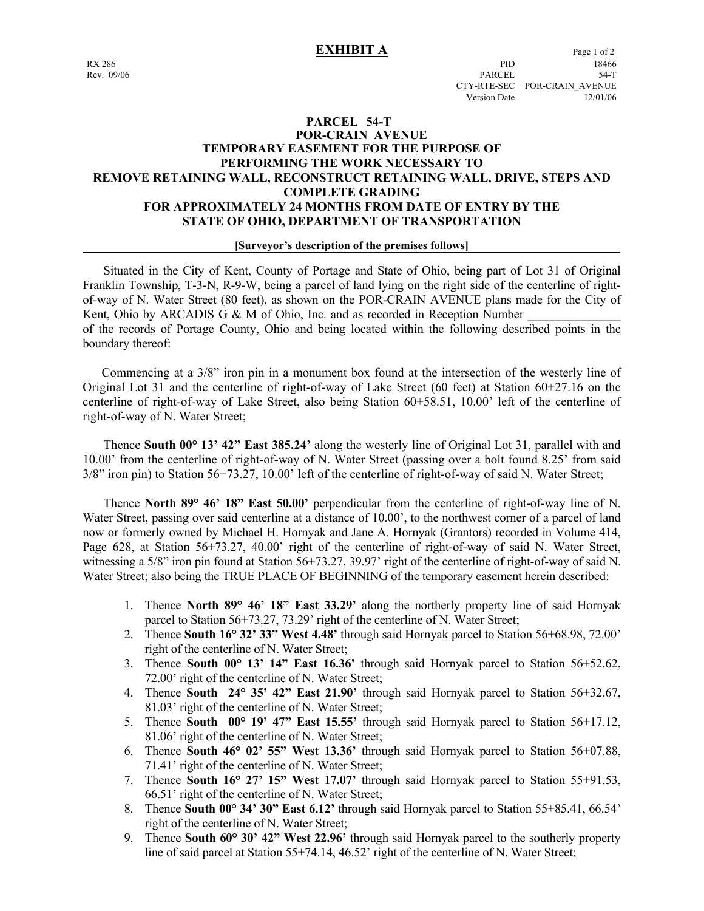# EXHIBIT A

RX 286
Rev. 09/06

PID 18466
PARCEL 54-T
CTY-RTE-SEC POR-CRAIN_AVENUE
Version Date 12/01/06

## PARCEL 54-T
## POR-CRAIN AVENUE
## TEMPORARY EASEMENT FOR THE PURPOSE OF PERFORMING THE WORK NECESSARY TO REMOVE RETAINING WALL, RECONSTRUCT RETAINING WALL, DRIVE, STEPS AND COMPLETE GRADING FOR APPROXIMATELY 24 MONTHS FROM DATE OF ENTRY BY THE STATE OF OHIO, DEPARTMENT OF TRANSPORTATION

**[Surveyor's description of the premises follows]**

Situated in the City of Kent, County of Portage and State of Ohio, being part of Lot 31 of Original Franklin Township, T-3-N, R-9-W, being a parcel of land lying on the right side of the centerline of right-of-way of N. Water Street (80 feet), as shown on the POR-CRAIN AVENUE plans made for the City of Kent, Ohio by ARCADIS G & M of Ohio, Inc. and as recorded in Reception Number _______________ of the records of Portage County, Ohio and being located within the following described points in the boundary thereof:

Commencing at a 3/8" iron pin in a monument box found at the intersection of the westerly line of Original Lot 31 and the centerline of right-of-way of Lake Street (60 feet) at Station 60+27.16 on the centerline of right-of-way of Lake Street, also being Station 60+58.51, 10.00' left of the centerline of right-of-way of N. Water Street;

Thence **South 00° 13' 42" East 385.24'** along the westerly line of Original Lot 31, parallel with and 10.00' from the centerline of right-of-way of N. Water Street (passing over a bolt found 8.25' from said 3/8" iron pin) to Station 56+73.27, 10.00' left of the centerline of right-of-way of said N. Water Street;

Thence **North 89° 46' 18" East 50.00'** perpendicular from the centerline of right-of-way line of N. Water Street, passing over said centerline at a distance of 10.00', to the northwest corner of a parcel of land now or formerly owned by Michael H. Hornyak and Jane A. Hornyak (Grantors) recorded in Volume 414, Page 628, at Station 56+73.27, 40.00' right of the centerline of right-of-way of said N. Water Street, witnessing a 5/8" iron pin found at Station 56+73.27, 39.97' right of the centerline of right-of-way of said N. Water Street; also being the TRUE PLACE OF BEGINNING of the temporary easement herein described:

1. Thence **North 89° 46' 18" East 33.29'** along the northerly property line of said Hornyak parcel to Station 56+73.27, 73.29' right of the centerline of N. Water Street;
2. Thence **South 16° 32' 33" West 4.48'** through said Hornyak parcel to Station 56+68.98, 72.00' right of the centerline of N. Water Street;
3. Thence **South 00° 13' 14" East 16.36'** through said Hornyak parcel to Station 56+52.62, 72.00' right of the centerline of N. Water Street;
4. Thence **South 24° 35' 42" East 21.90'** through said Hornyak parcel to Station 56+32.67, 81.03' right of the centerline of N. Water Street;
5. Thence **South 00° 19' 47" East 15.55'** through said Hornyak parcel to Station 56+17.12, 81.06' right of the centerline of N. Water Street;
6. Thence **South 46° 02' 55" West 13.36'** through said Hornyak parcel to Station 56+07.88, 71.41' right of the centerline of N. Water Street;
7. Thence **South 16° 27' 15" West 17.07'** through said Hornyak parcel to Station 55+91.53, 66.51' right of the centerline of N. Water Street;
8. Thence **South 00° 34' 30" East 6.12'** through said Hornyak parcel to Station 55+85.41, 66.54' right of the centerline of N. Water Street;
9. Thence **South 60° 30' 42" West 22.96'** through said Hornyak parcel to the southerly property line of said parcel at Station 55+74.14, 46.52' right of the centerline of N. Water Street;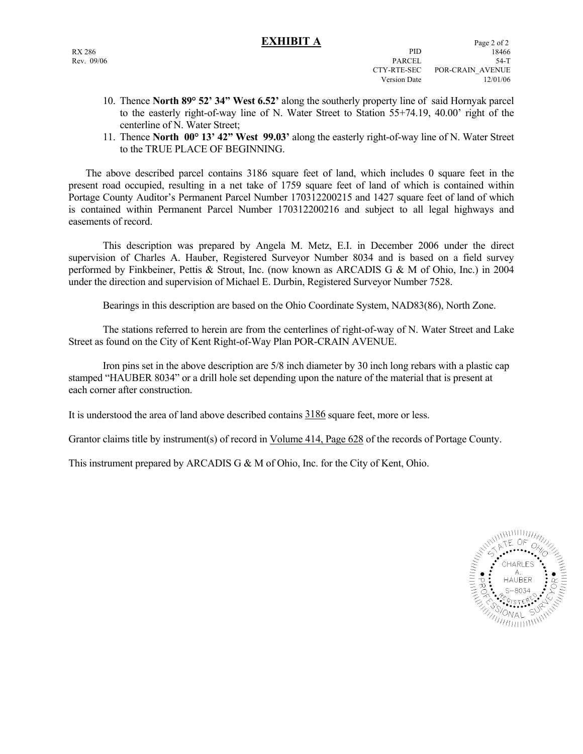# EXHIBIT A

RX 286
Rev. 09/06

| | |
|---|---|
| PID | 18466 |
| PARCEL | 54-T |
| CTY-RTE-SEC | POR-CRAIN_AVENUE |
| Version Date | 12/01/06 |

10. Thence **North 89° 52' 34" West 6.52'** along the southerly property line of said Hornyak parcel to the easterly right-of-way line of N. Water Street to Station 55+74.19, 40.00' right of the centerline of N. Water Street;
11. Thence **North 00° 13' 42" West 99.03'** along the easterly right-of-way line of N. Water Street to the TRUE PLACE OF BEGINNING.

The above described parcel contains 3186 square feet of land, which includes 0 square feet in the present road occupied, resulting in a net take of 1759 square feet of land of which is contained within Portage County Auditor's Permanent Parcel Number 170312200215 and 1427 square feet of land of which is contained within Permanent Parcel Number 170312200216 and subject to all legal highways and easements of record.

This description was prepared by Angela M. Metz, E.I. in December 2006 under the direct supervision of Charles A. Hauber, Registered Surveyor Number 8034 and is based on a field survey performed by Finkbeiner, Pettis & Strout, Inc. (now known as ARCADIS G & M of Ohio, Inc.) in 2004 under the direction and supervision of Michael E. Durbin, Registered Surveyor Number 7528.

Bearings in this description are based on the Ohio Coordinate System, NAD83(86), North Zone.

The stations referred to herein are from the centerlines of right-of-way of N. Water Street and Lake Street as found on the City of Kent Right-of-Way Plan POR-CRAIN AVENUE.

Iron pins set in the above description are 5/8 inch diameter by 30 inch long rebars with a plastic cap stamped "HAUBER 8034" or a drill hole set depending upon the nature of the material that is present at each corner after construction.

It is understood the area of land above described contains 3186 square feet, more or less.

Grantor claims title by instrument(s) of record in Volume 414, Page 628 of the records of Portage County.

This instrument prepared by ARCADIS G & M of Ohio, Inc. for the City of Kent, Ohio.

STATE OF OHIO
CHARLES A. HAUBER
S-8034
REGISTERED
PROFESSIONAL SURVEYOR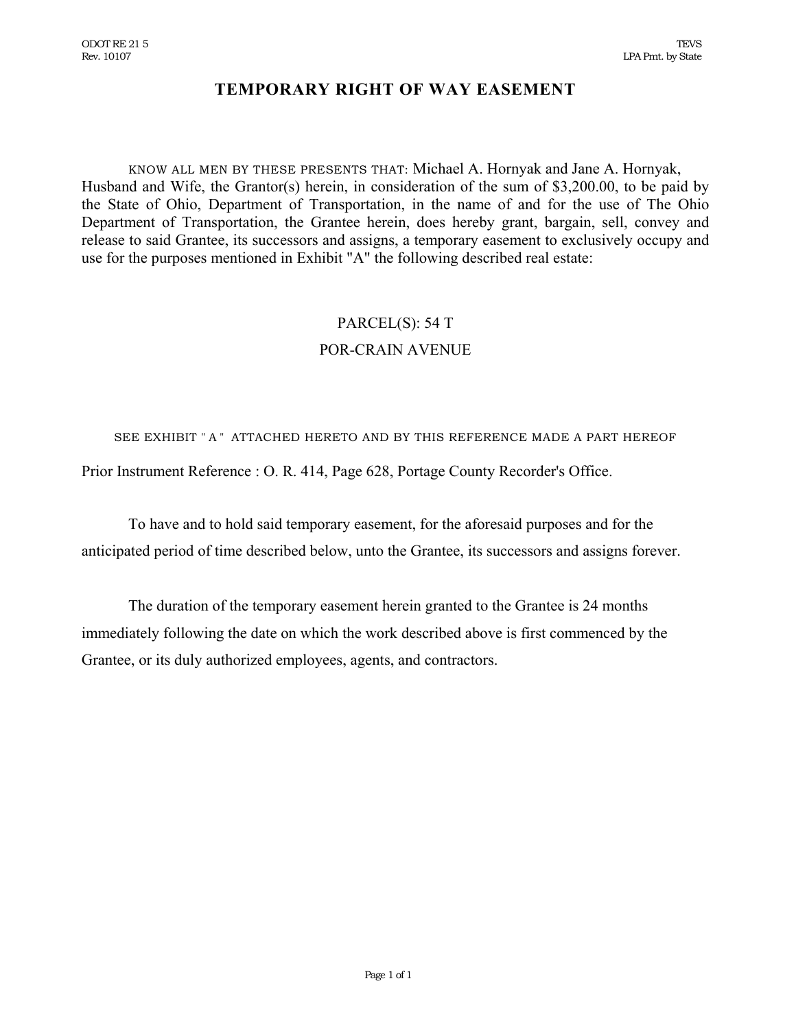ODOT RE 21 5
Rev. 10107

TEVS
LPA Pmt. by State

# TEMPORARY RIGHT OF WAY EASEMENT

KNOW ALL MEN BY THESE PRESENTS THAT: Michael A. Hornyak and Jane A. Hornyak, Husband and Wife, the Grantor(s) herein, in consideration of the sum of $3,200.00, to be paid by the State of Ohio, Department of Transportation, in the name of and for the use of The Ohio Department of Transportation, the Grantee herein, does hereby grant, bargain, sell, convey and release to said Grantee, its successors and assigns, a temporary easement to exclusively occupy and use for the purposes mentioned in Exhibit "A" the following described real estate:

PARCEL(S): 54 T

POR-CRAIN AVENUE

SEE EXHIBIT " A " ATTACHED HERETO AND BY THIS REFERENCE MADE A PART HEREOF

Prior Instrument Reference : O. R. 414, Page 628, Portage County Recorder's Office.

To have and to hold said temporary easement, for the aforesaid purposes and for the anticipated period of time described below, unto the Grantee, its successors and assigns forever.

The duration of the temporary easement herein granted to the Grantee is 24 months immediately following the date on which the work described above is first commenced by the Grantee, or its duly authorized employees, agents, and contractors.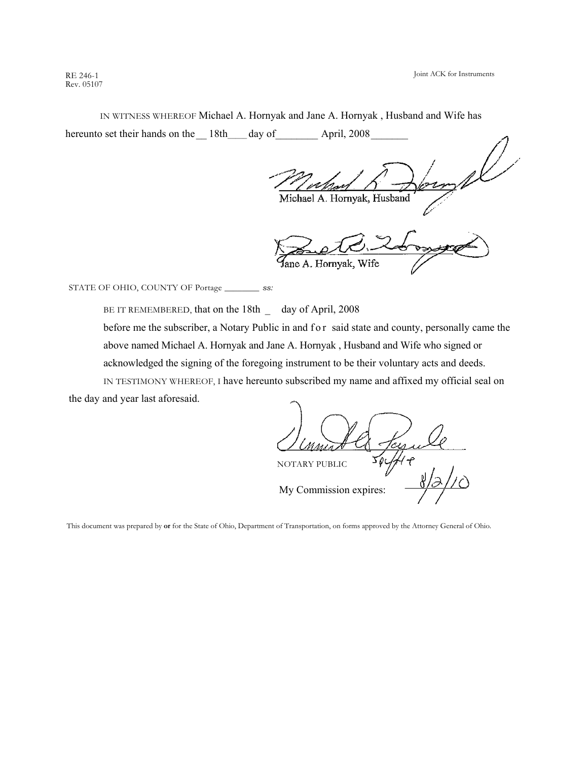RE 246-1
Rev. 05107

Joint ACK for Instruments

IN WITNESS WHEREOF Michael A. Hornyak and Jane A. Hornyak , Husband and Wife has hereunto set their hands on the __ 18th____ day of________ April, 2008_______

Michael A. Hornyak, Husband

Jane A. Hornyak, Wife

STATE OF OHIO, COUNTY OF Portage ________ *ss:*

BE IT REMEMBERED, that on the 18th _ day of April, 2008

before me the subscriber, a Notary Public in and for said state and county, personally came the above named Michael A. Hornyak and Jane A. Hornyak , Husband and Wife who signed or acknowledged the signing of the foregoing instrument to be their voluntary acts and deeds.

IN TESTIMONY WHEREOF, I have hereunto subscribed my name and affixed my official seal on the day and year last aforesaid.

NOTARY PUBLIC

My Commission expires: 8/2/10

This document was prepared by **or** for the State of Ohio, Department of Transportation, on forms approved by the Attorney General of Ohio.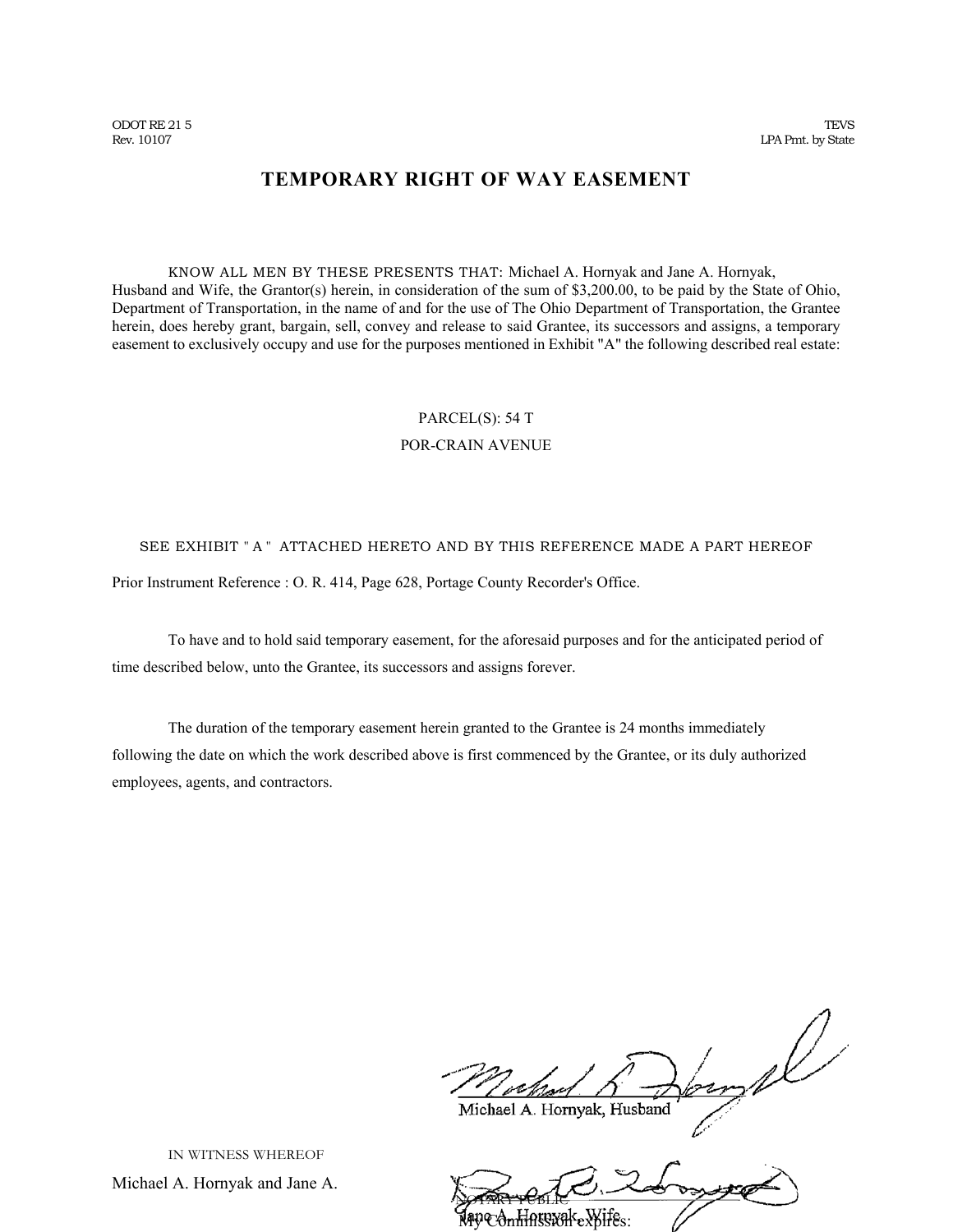ODOT RE 21 5
Rev. 10107

TEVS
LPA Prmt. by State

# TEMPORARY RIGHT OF WAY EASEMENT

KNOW ALL MEN BY THESE PRESENTS THAT: Michael A. Hornyak and Jane A. Hornyak, Husband and Wife, the Grantor(s) herein, in consideration of the sum of $3,200.00, to be paid by the State of Ohio, Department of Transportation, in the name of and for the use of The Ohio Department of Transportation, the Grantee herein, does hereby grant, bargain, sell, convey and release to said Grantee, its successors and assigns, a temporary easement to exclusively occupy and use for the purposes mentioned in Exhibit "A" the following described real estate:

PARCEL(S): 54 T

POR-CRAIN AVENUE

SEE EXHIBIT "A" ATTACHED HERETO AND BY THIS REFERENCE MADE A PART HEREOF

Prior Instrument Reference : O. R. 414, Page 628, Portage County Recorder's Office.

To have and to hold said temporary easement, for the aforesaid purposes and for the anticipated period of time described below, unto the Grantee, its successors and assigns forever.

The duration of the temporary easement herein granted to the Grantee is 24 months immediately following the date on which the work described above is first commenced by the Grantee, or its duly authorized employees, agents, and contractors.

Michael A. Hornyak, Husband

IN WITNESS WHEREOF

Michael A. Hornyak and Jane A.

NOTARY PUBLIC

Jane A. Hornyak, Wife

My Commission expires: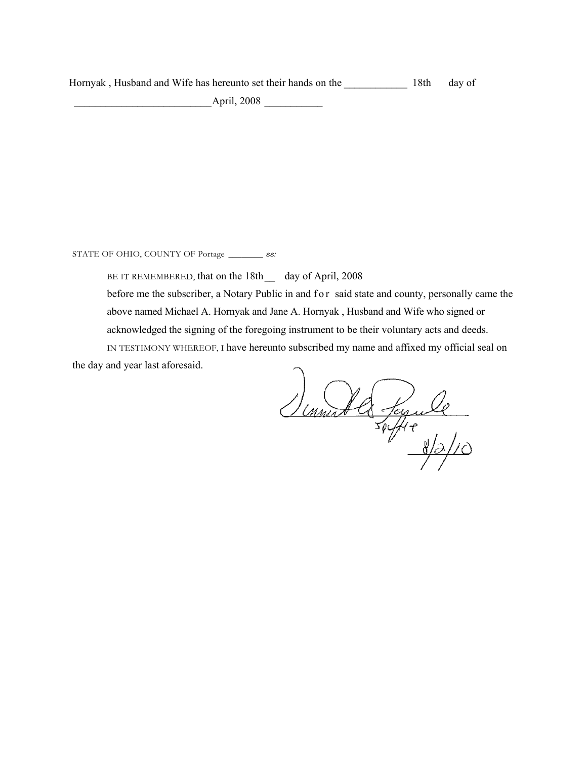Hornyak , Husband and Wife has hereunto set their hands on the ____________ 18th day of __________________________April, 2008 ___________

STATE OF OHIO, COUNTY OF Portage ________ ss:

BE IT REMEMBERED, that on the 18th__ day of April, 2008

before me the subscriber, a Notary Public in and for said state and county, personally came the above named Michael A. Hornyak and Jane A. Hornyak , Husband and Wife who signed or acknowledged the signing of the foregoing instrument to be their voluntary acts and deeds.

IN TESTIMONY WHEREOF, I have hereunto subscribed my name and affixed my official seal on the day and year last aforesaid.

8/2/10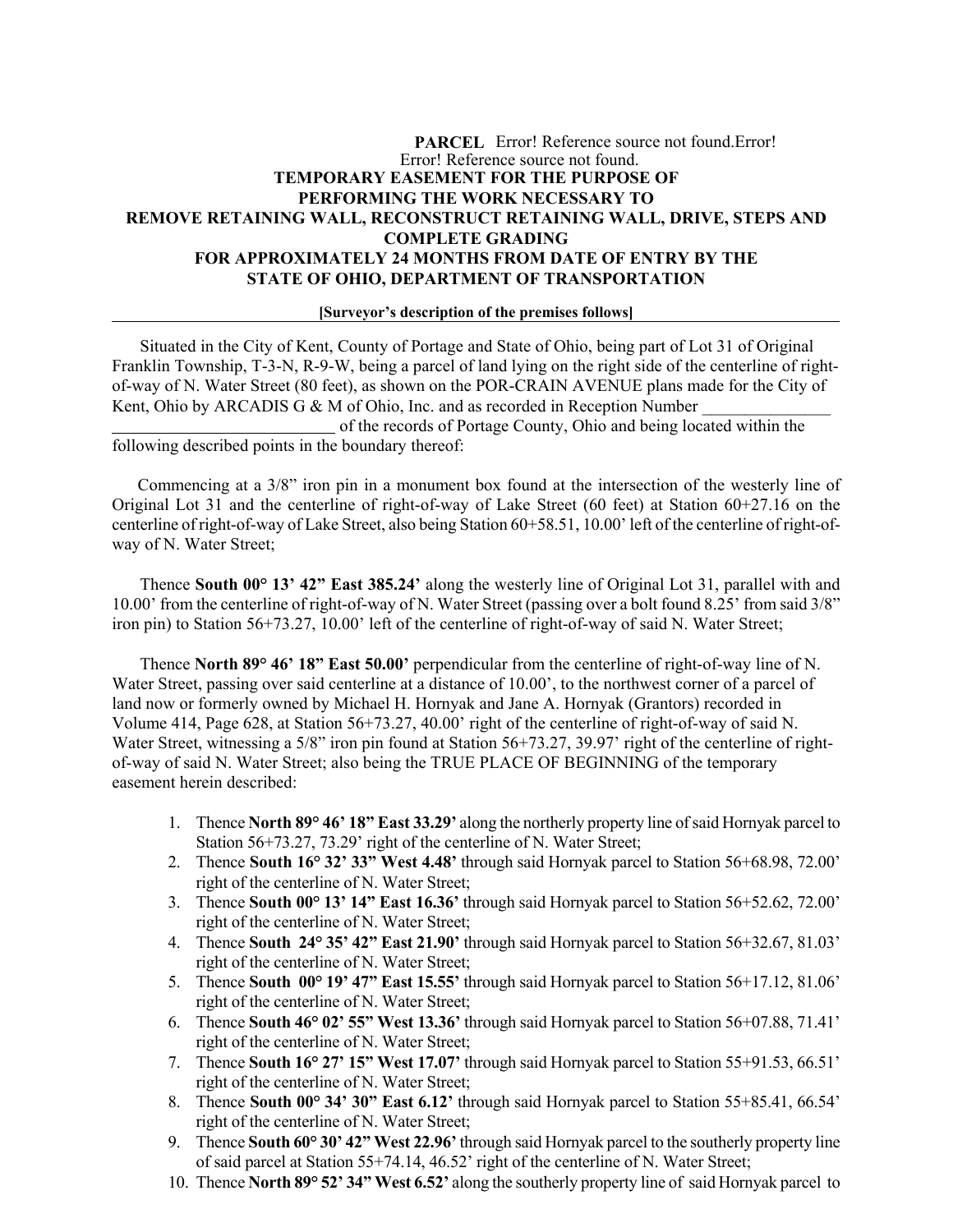**PARCEL** Error! Reference source not found.Error! Error! Reference source not found.

**TEMPORARY EASEMENT FOR THE PURPOSE OF PERFORMING THE WORK NECESSARY TO REMOVE RETAINING WALL, RECONSTRUCT RETAINING WALL, DRIVE, STEPS AND COMPLETE GRADING FOR APPROXIMATELY 24 MONTHS FROM DATE OF ENTRY BY THE STATE OF OHIO, DEPARTMENT OF TRANSPORTATION**

**[Surveyor's description of the premises follows]**

Situated in the City of Kent, County of Portage and State of Ohio, being part of Lot 31 of Original Franklin Township, T-3-N, R-9-W, being a parcel of land lying on the right side of the centerline of right-of-way of N. Water Street (80 feet), as shown on the POR-CRAIN AVENUE plans made for the City of Kent, Ohio by ARCADIS G & M of Ohio, Inc. and as recorded in Reception Number ______________ __________________________ of the records of Portage County, Ohio and being located within the following described points in the boundary thereof:

Commencing at a 3/8" iron pin in a monument box found at the intersection of the westerly line of Original Lot 31 and the centerline of right-of-way of Lake Street (60 feet) at Station 60+27.16 on the centerline of right-of-way of Lake Street, also being Station 60+58.51, 10.00' left of the centerline of right-of-way of N. Water Street;

Thence **South 00° 13' 42" East 385.24'** along the westerly line of Original Lot 31, parallel with and 10.00' from the centerline of right-of-way of N. Water Street (passing over a bolt found 8.25' from said 3/8" iron pin) to Station 56+73.27, 10.00' left of the centerline of right-of-way of said N. Water Street;

Thence **North 89° 46' 18" East 50.00'** perpendicular from the centerline of right-of-way line of N. Water Street, passing over said centerline at a distance of 10.00', to the northwest corner of a parcel of land now or formerly owned by Michael H. Hornyak and Jane A. Hornyak (Grantors) recorded in Volume 414, Page 628, at Station 56+73.27, 40.00' right of the centerline of right-of-way of said N. Water Street, witnessing a 5/8" iron pin found at Station 56+73.27, 39.97' right of the centerline of right-of-way of said N. Water Street; also being the TRUE PLACE OF BEGINNING of the temporary easement herein described:

1. Thence **North 89° 46' 18" East 33.29'** along the northerly property line of said Hornyak parcel to Station 56+73.27, 73.29' right of the centerline of N. Water Street;
2. Thence **South 16° 32' 33" West 4.48'** through said Hornyak parcel to Station 56+68.98, 72.00' right of the centerline of N. Water Street;
3. Thence **South 00° 13' 14" East 16.36'** through said Hornyak parcel to Station 56+52.62, 72.00' right of the centerline of N. Water Street;
4. Thence **South 24° 35' 42" East 21.90'** through said Hornyak parcel to Station 56+32.67, 81.03' right of the centerline of N. Water Street;
5. Thence **South 00° 19' 47" East 15.55'** through said Hornyak parcel to Station 56+17.12, 81.06' right of the centerline of N. Water Street;
6. Thence **South 46° 02' 55" West 13.36'** through said Hornyak parcel to Station 56+07.88, 71.41' right of the centerline of N. Water Street;
7. Thence **South 16° 27' 15" West 17.07'** through said Hornyak parcel to Station 55+91.53, 66.51' right of the centerline of N. Water Street;
8. Thence **South 00° 34' 30" East 6.12'** through said Hornyak parcel to Station 55+85.41, 66.54' right of the centerline of N. Water Street;
9. Thence **South 60° 30' 42" West 22.96'** through said Hornyak parcel to the southerly property line of said parcel at Station 55+74.14, 46.52' right of the centerline of N. Water Street;
10. Thence **North 89° 52' 34" West 6.52'** along the southerly property line of said Hornyak parcel to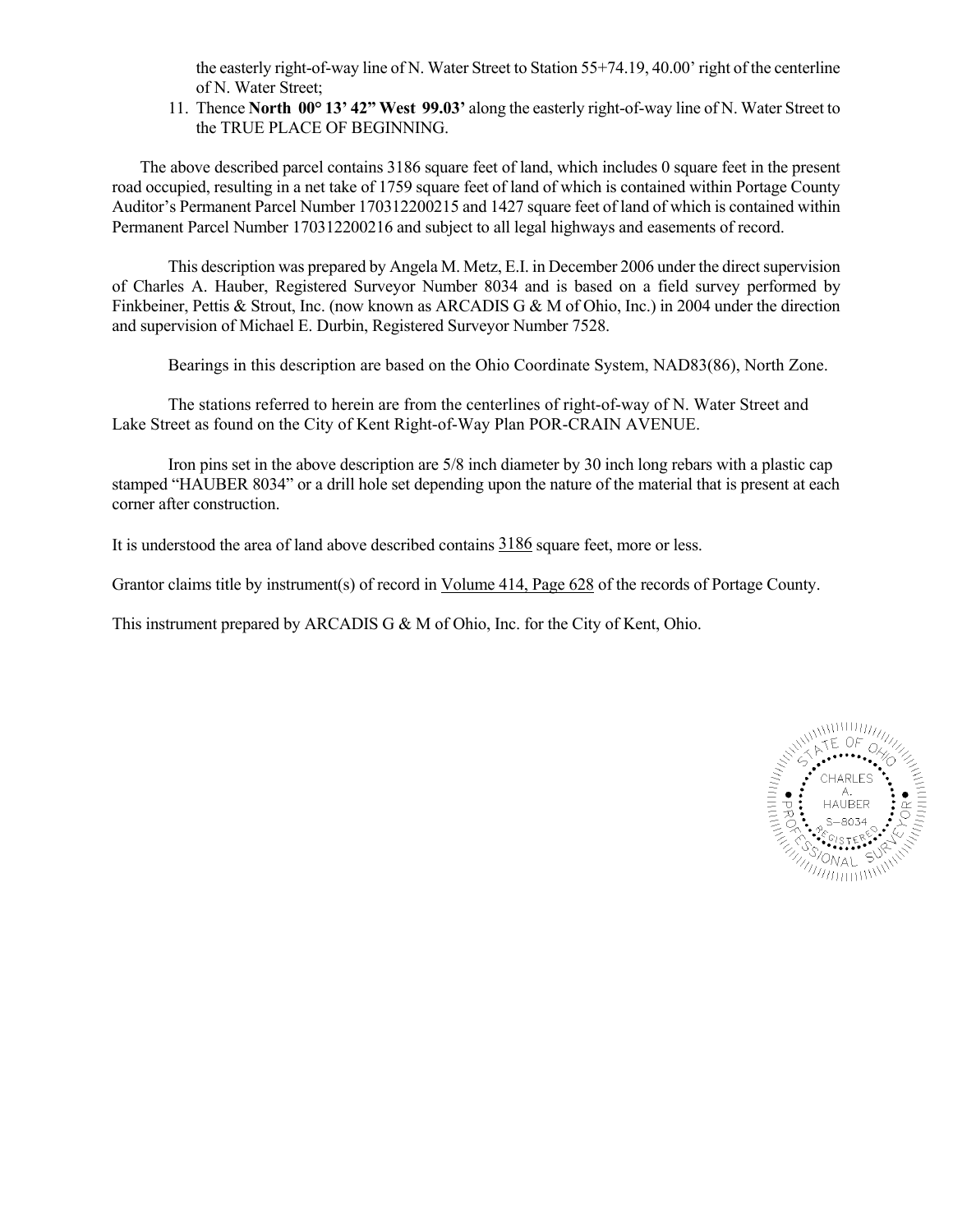the easterly right-of-way line of N. Water Street to Station 55+74.19, 40.00' right of the centerline of N. Water Street;

11. Thence **North 00° 13' 42" West 99.03'** along the easterly right-of-way line of N. Water Street to the TRUE PLACE OF BEGINNING.

The above described parcel contains 3186 square feet of land, which includes 0 square feet in the present road occupied, resulting in a net take of 1759 square feet of land of which is contained within Portage County Auditor's Permanent Parcel Number 170312200215 and 1427 square feet of land of which is contained within Permanent Parcel Number 170312200216 and subject to all legal highways and easements of record.

This description was prepared by Angela M. Metz, E.I. in December 2006 under the direct supervision of Charles A. Hauber, Registered Surveyor Number 8034 and is based on a field survey performed by Finkbeiner, Pettis & Strout, Inc. (now known as ARCADIS G & M of Ohio, Inc.) in 2004 under the direction and supervision of Michael E. Durbin, Registered Surveyor Number 7528.

Bearings in this description are based on the Ohio Coordinate System, NAD83(86), North Zone.

The stations referred to herein are from the centerlines of right-of-way of N. Water Street and Lake Street as found on the City of Kent Right-of-Way Plan POR-CRAIN AVENUE.

Iron pins set in the above description are 5/8 inch diameter by 30 inch long rebars with a plastic cap stamped "HAUBER 8034" or a drill hole set depending upon the nature of the material that is present at each corner after construction.

It is understood the area of land above described contains 3186 square feet, more or less.

Grantor claims title by instrument(s) of record in Volume 414, Page 628 of the records of Portage County.

This instrument prepared by ARCADIS G & M of Ohio, Inc. for the City of Kent, Ohio.

STATE OF OHIO
CHARLES A. HAUBER
S-8034
REGISTERED
PROFESSIONAL SURVEYOR